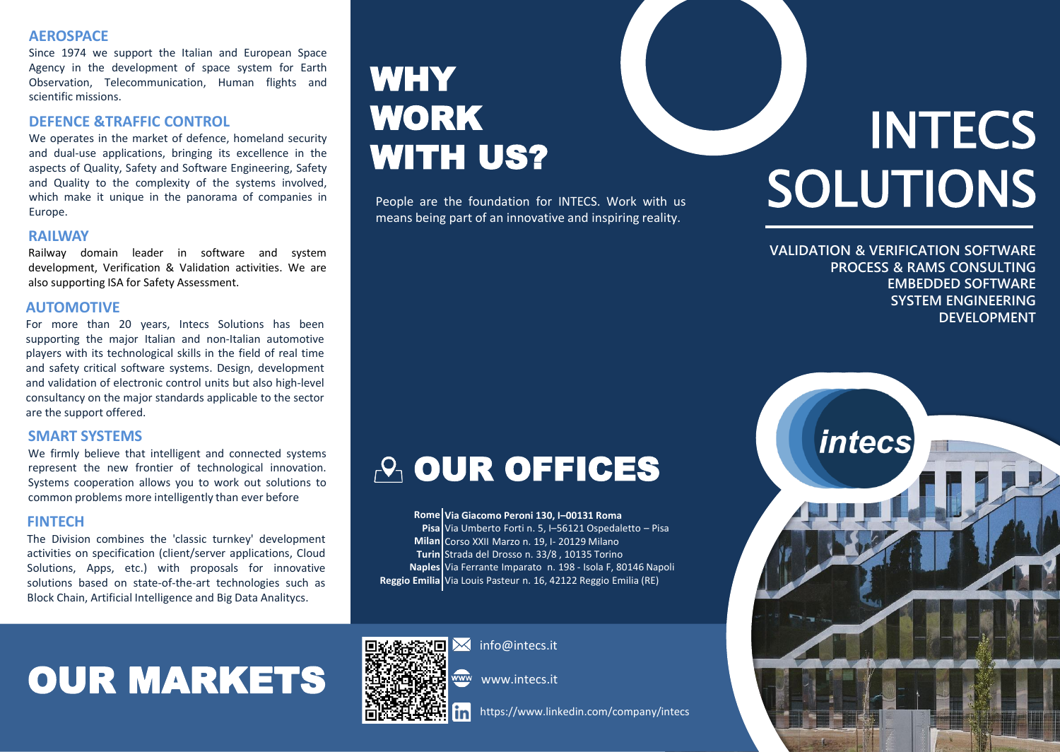# INTECS SOLUTIONS

**VALIDATION & VERIFICATION SOFTWARE**
**PROCESS & RAMS CONSULTING**
**EMBEDDED SOFTWARE**
**SYSTEM ENGINEERING**
**DEVELOPMENT**

## WHY WORK WITH US?

People are the foundation for INTECS. Work with us means being part of an innovative and inspiring reality.

## OUR MARKETS

### AEROSPACE

Since 1974 we support the Italian and European Space Agency in the development of space system for Earth Observation, Telecommunication, Human flights and scientific missions.

### DEFENCE &TRAFFIC CONTROL

We operates in the market of defence, homeland security and dual-use applications, bringing its excellence in the aspects of Quality, Safety and Software Engineering, Safety and Quality to the complexity of the systems involved, which make it unique in the panorama of companies in Europe.

### RAILWAY

Railway domain leader in software and system development, Verification & Validation activities. We are also supporting ISA for Safety Assessment.

### AUTOMOTIVE

For more than 20 years, Intecs Solutions has been supporting the major Italian and non-Italian automotive players with its technological skills in the field of real time and safety critical software systems. Design, development and validation of electronic control units but also high-level consultancy on the major standards applicable to the sector are the support offered.

### SMART SYSTEMS

We firmly believe that intelligent and connected systems represent the new frontier of technological innovation. Systems cooperation allows you to work out solutions to common problems more intelligently than ever before

### FINTECH

The Division combines the 'classic turnkey' development activities on specification (client/server applications, Cloud Solutions, Apps, etc.) with proposals for innovative solutions based on state-of-the-art technologies such as Block Chain, Artificial Intelligence and Big Data Analitycs.

## OUR OFFICES

| | |
|---|---|
| **Rome** | **Via Giacomo Peroni 130, I–00131 Roma** |
| **Pisa** | Via Umberto Forti n. 5, I–56121 Ospedaletto – Pisa |
| **Milan** | Corso XXII Marzo n. 19, I- 20129 Milano |
| **Turin** | Strada del Drosso n. 33/8 , 10135 Torino |
| **Naples** | Via Ferrante Imparato n. 198 - Isola F, 80146 Napoli |
| **Reggio Emilia** | Via Louis Pasteur n. 16, 42122 Reggio Emilia (RE) |

info@intecs.it

www.intecs.it

https://www.linkedin.com/company/intecs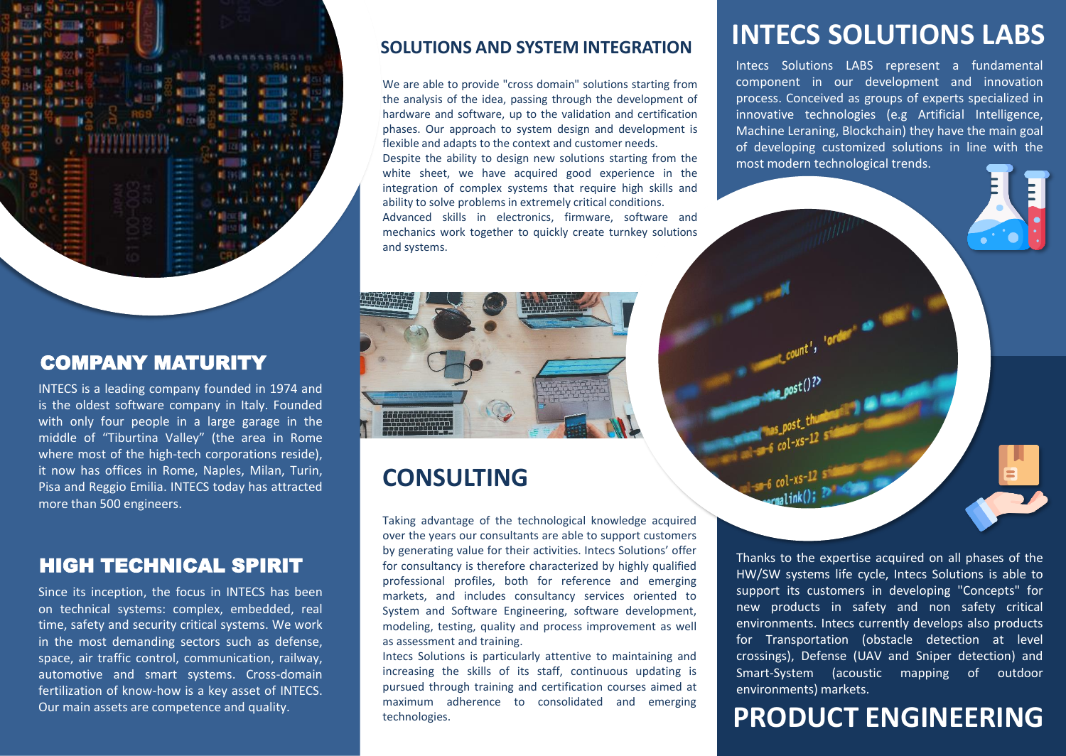## COMPANY MATURITY

INTECS is a leading company founded in 1974 and is the oldest software company in Italy. Founded with only four people in a large garage in the middle of "Tiburtina Valley" (the area in Rome where most of the high-tech corporations reside), it now has offices in Rome, Naples, Milan, Turin, Pisa and Reggio Emilia. INTECS today has attracted more than 500 engineers.

## HIGH TECHNICAL SPIRIT

Since its inception, the focus in INTECS has been on technical systems: complex, embedded, real time, safety and security critical systems. We work in the most demanding sectors such as defense, space, air traffic control, communication, railway, automotive and smart systems. Cross-domain fertilization of know-how is a key asset of INTECS. Our main assets are competence and quality.

## SOLUTIONS AND SYSTEM INTEGRATION

We are able to provide "cross domain" solutions starting from the analysis of the idea, passing through the development of hardware and software, up to the validation and certification phases. Our approach to system design and development is flexible and adapts to the context and customer needs.
Despite the ability to design new solutions starting from the white sheet, we have acquired good experience in the integration of complex systems that require high skills and ability to solve problems in extremely critical conditions.
Advanced skills in electronics, firmware, software and mechanics work together to quickly create turnkey solutions and systems.

## CONSULTING

Taking advantage of the technological knowledge acquired over the years our consultants are able to support customers by generating value for their activities. Intecs Solutions' offer for consultancy is therefore characterized by highly qualified professional profiles, both for reference and emerging markets, and includes consultancy services oriented to System and Software Engineering, software development, modeling, testing, quality and process improvement as well as assessment and training.
Intecs Solutions is particularly attentive to maintaining and increasing the skills of its staff, continuous updating is pursued through training and certification courses aimed at maximum adherence to consolidated and emerging technologies.

## INTECS SOLUTIONS LABS

Intecs Solutions LABS represent a fundamental component in our development and innovation process. Conceived as groups of experts specialized in innovative technologies (e.g Artificial Intelligence, Machine Leraning, Blockchain) they have the main goal of developing customized solutions in line with the most modern technological trends.

## PRODUCT ENGINEERING

Thanks to the expertise acquired on all phases of the HW/SW systems life cycle, Intecs Solutions is able to support its customers in developing "Concepts" for new products in safety and non safety critical environments. Intecs currently develops also products for Transportation (obstacle detection at level crossings), Defense (UAV and Sniper detection) and Smart-System (acoustic mapping of outdoor environments) markets.